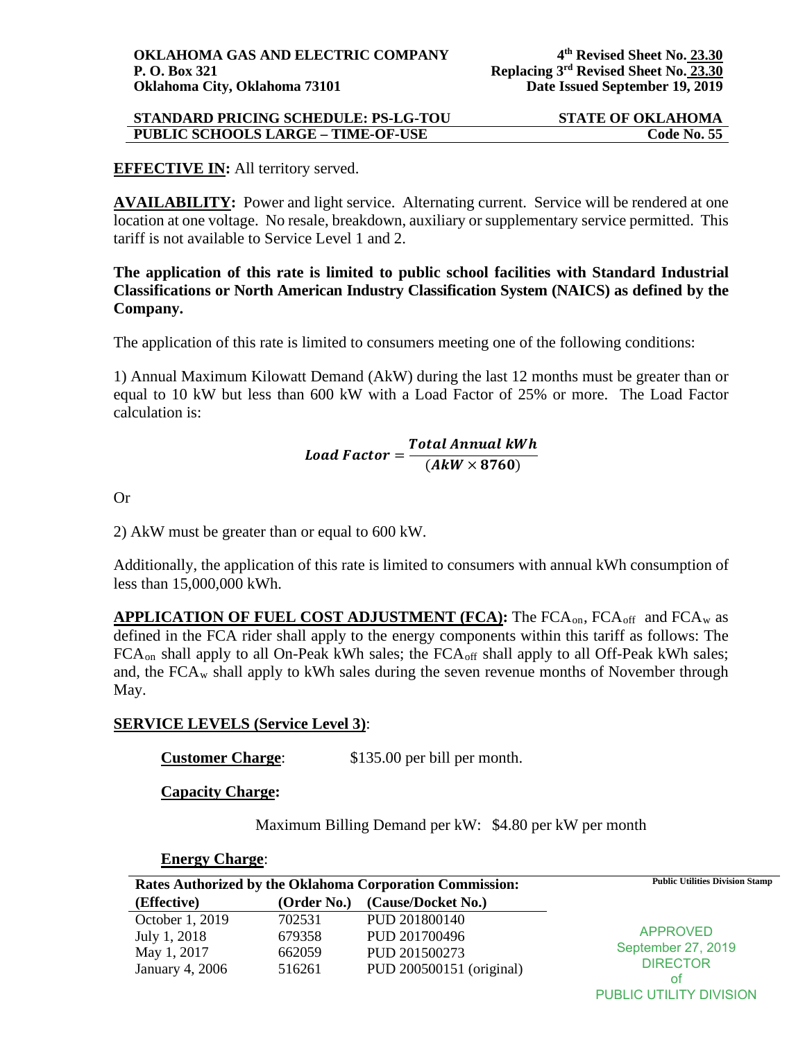**OKLAHOMA GAS AND ELECTRIC COMPANY**
**P. O. Box 321**
**Oklahoma City, Oklahoma 73101**

**4th Revised Sheet No. 23.30**
**Replacing 3rd Revised Sheet No. 23.30**
**Date Issued September 19, 2019**

**STANDARD PRICING SCHEDULE: PS-LG-TOU** — **STATE OF OKLAHOMA**
**PUBLIC SCHOOLS LARGE – TIME-OF-USE** — **Code No. 55**

**EFFECTIVE IN:** All territory served.

**AVAILABILITY:** Power and light service. Alternating current. Service will be rendered at one location at one voltage. No resale, breakdown, auxiliary or supplementary service permitted. This tariff is not available to Service Level 1 and 2.

**The application of this rate is limited to public school facilities with Standard Industrial Classifications or North American Industry Classification System (NAICS) as defined by the Company.**

The application of this rate is limited to consumers meeting one of the following conditions:

1) Annual Maximum Kilowatt Demand (AkW) during the last 12 months must be greater than or equal to 10 kW but less than 600 kW with a Load Factor of 25% or more. The Load Factor calculation is:

$$\boldsymbol{Load\ Factor} = \frac{\boldsymbol{Total\ Annual\ kWh}}{(\boldsymbol{AkW} \times \mathbf{8760})}$$

Or

2) AkW must be greater than or equal to 600 kW.

Additionally, the application of this rate is limited to consumers with annual kWh consumption of less than 15,000,000 kWh.

**APPLICATION OF FUEL COST ADJUSTMENT (FCA):** The $FCA_{on}$, $FCA_{off}$ and $FCA_{w}$ as defined in the FCA rider shall apply to the energy components within this tariff as follows: The $FCA_{on}$ shall apply to all On-Peak kWh sales; the $FCA_{off}$ shall apply to all Off-Peak kWh sales; and, the $FCA_{w}$ shall apply to kWh sales during the seven revenue months of November through May.

**SERVICE LEVELS (Service Level 3)**:

**Customer Charge**: $135.00 per bill per month.

**Capacity Charge:**

Maximum Billing Demand per kW: $4.80 per kW per month

**Energy Charge**:

| Rates Authorized by the Oklahoma Corporation Commission: | | |
|---|---|---|
| (Effective) | (Order No.) | (Cause/Docket No.) |
| October 1, 2019 | 702531 | PUD 201800140 |
| July 1, 2018 | 679358 | PUD 201700496 |
| May 1, 2017 | 662059 | PUD 201500273 |
| January 4, 2006 | 516261 | PUD 200500151 (original) |

Public Utilities Division Stamp

APPROVED
September 27, 2019
DIRECTOR
of
PUBLIC UTILITY DIVISION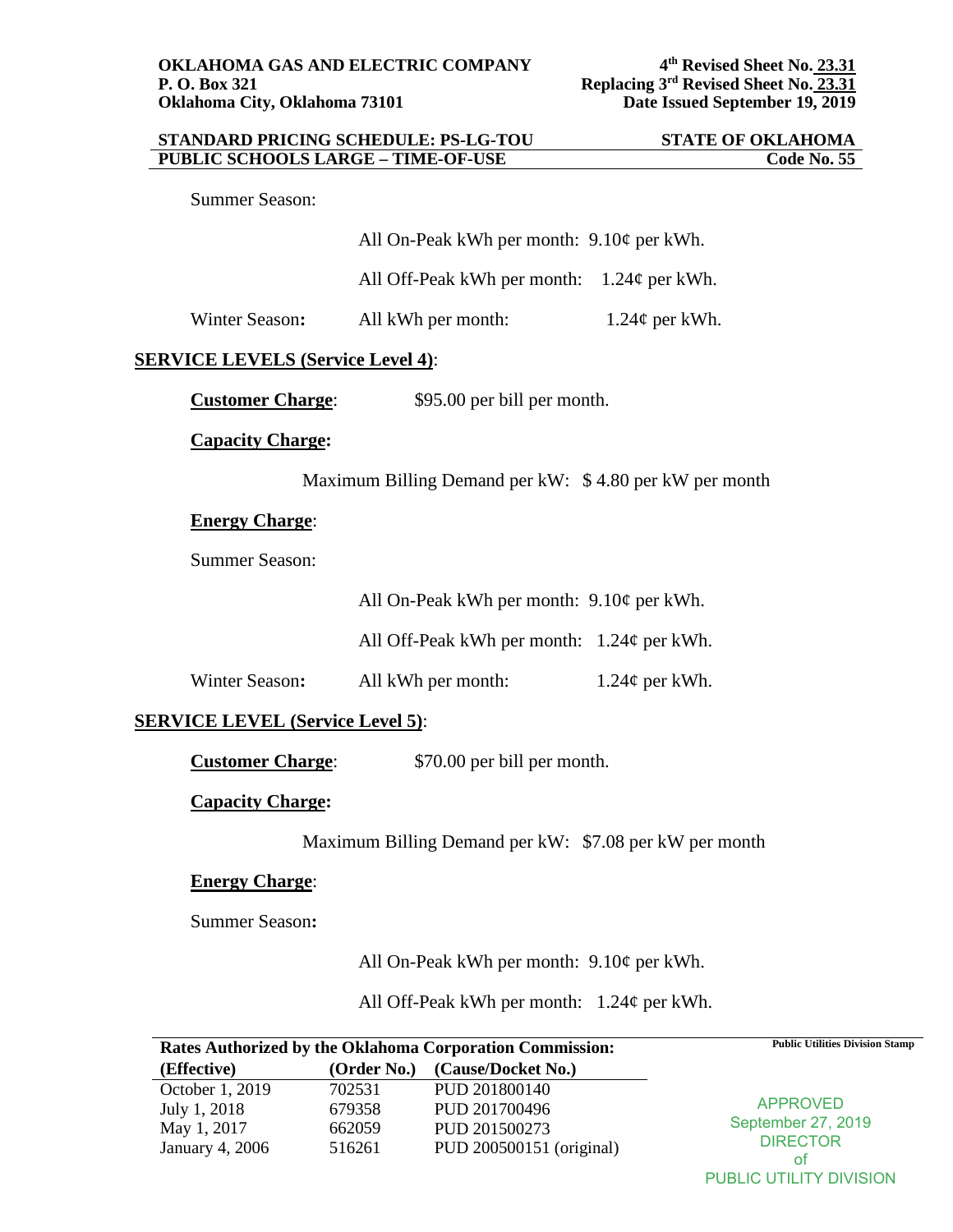**OKLAHOMA GAS AND ELECTRIC COMPANY**
**P. O. Box 321**
**Oklahoma City, Oklahoma 73101**

**4th Revised Sheet No. 23.31**
**Replacing 3rd Revised Sheet No. 23.31**
**Date Issued September 19, 2019**

**STANDARD PRICING SCHEDULE: PS-LG-TOU** — **STATE OF OKLAHOMA**
**PUBLIC SCHOOLS LARGE – TIME-OF-USE** — **Code No. 55**

Summer Season:

All On-Peak kWh per month: 9.10¢ per kWh.

All Off-Peak kWh per month: 1.24¢ per kWh.

Winter Season**:** All kWh per month: 1.24¢ per kWh.

**SERVICE LEVELS (Service Level 4)**:

**Customer Charge**: $95.00 per bill per month.

**Capacity Charge:**

Maximum Billing Demand per kW: $ 4.80 per kW per month

**Energy Charge**:

Summer Season:

All On-Peak kWh per month: 9.10¢ per kWh.

All Off-Peak kWh per month: 1.24¢ per kWh.

Winter Season**:** All kWh per month: 1.24¢ per kWh.

**SERVICE LEVEL (Service Level 5)**:

**Customer Charge**: $70.00 per bill per month.

**Capacity Charge:**

Maximum Billing Demand per kW: $7.08 per kW per month

**Energy Charge**:

Summer Season**:**

All On-Peak kWh per month: 9.10¢ per kWh.

All Off-Peak kWh per month: 1.24¢ per kWh.

**Rates Authorized by the Oklahoma Corporation Commission:**

| (Effective) | (Order No.) | (Cause/Docket No.) |
|---|---|---|
| October 1, 2019 | 702531 | PUD 201800140 |
| July 1, 2018 | 679358 | PUD 201700496 |
| May 1, 2017 | 662059 | PUD 201500273 |
| January 4, 2006 | 516261 | PUD 200500151 (original) |

**Public Utilities Division Stamp**

APPROVED
September 27, 2019
DIRECTOR
of
PUBLIC UTILITY DIVISION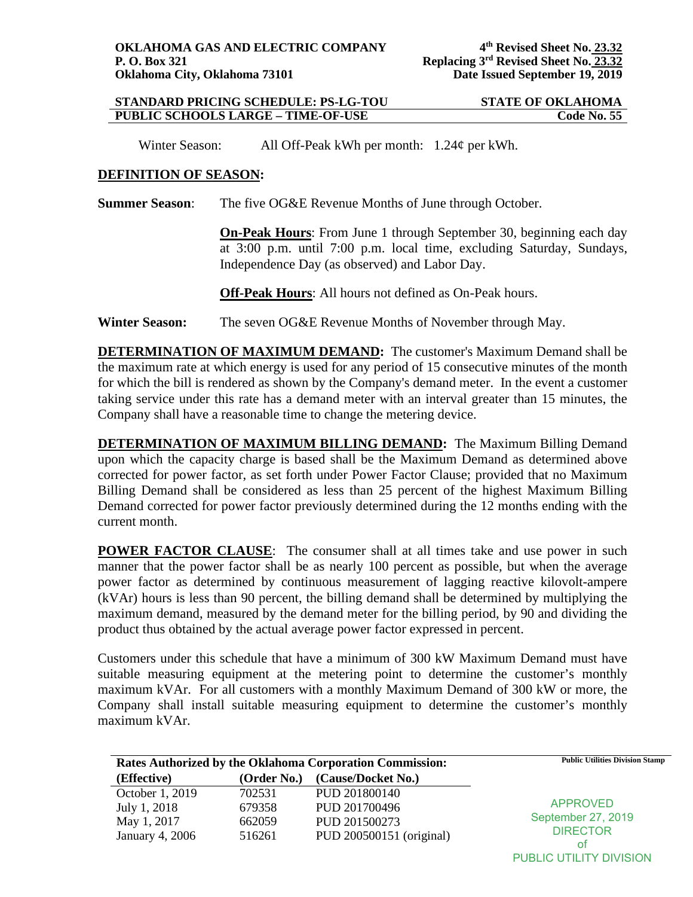Winter Season: All Off-Peak kWh per month: 1.24¢ per kWh.

**DEFINITION OF SEASON:**

**Summer Season**: The five OG&E Revenue Months of June through October.

**On-Peak Hours**: From June 1 through September 30, beginning each day at 3:00 p.m. until 7:00 p.m. local time, excluding Saturday, Sundays, Independence Day (as observed) and Labor Day.

**Off-Peak Hours**: All hours not defined as On-Peak hours.

**Winter Season:** The seven OG&E Revenue Months of November through May.

**DETERMINATION OF MAXIMUM DEMAND:** The customer's Maximum Demand shall be the maximum rate at which energy is used for any period of 15 consecutive minutes of the month for which the bill is rendered as shown by the Company's demand meter. In the event a customer taking service under this rate has a demand meter with an interval greater than 15 minutes, the Company shall have a reasonable time to change the metering device.

**DETERMINATION OF MAXIMUM BILLING DEMAND:** The Maximum Billing Demand upon which the capacity charge is based shall be the Maximum Demand as determined above corrected for power factor, as set forth under Power Factor Clause; provided that no Maximum Billing Demand shall be considered as less than 25 percent of the highest Maximum Billing Demand corrected for power factor previously determined during the 12 months ending with the current month.

**POWER FACTOR CLAUSE**: The consumer shall at all times take and use power in such manner that the power factor shall be as nearly 100 percent as possible, but when the average power factor as determined by continuous measurement of lagging reactive kilovolt-ampere (kVAr) hours is less than 90 percent, the billing demand shall be determined by multiplying the maximum demand, measured by the demand meter for the billing period, by 90 and dividing the product thus obtained by the actual average power factor expressed in percent.

Customers under this schedule that have a minimum of 300 kW Maximum Demand must have suitable measuring equipment at the metering point to determine the customer's monthly maximum kVAr. For all customers with a monthly Maximum Demand of 300 kW or more, the Company shall install suitable measuring equipment to determine the customer's monthly maximum kVAr.

**Rates Authorized by the Oklahoma Corporation Commission:**

| (Effective) | (Order No.) | (Cause/Docket No.) |
|---|---|---|
| October 1, 2019 | 702531 | PUD 201800140 |
| July 1, 2018 | 679358 | PUD 201700496 |
| May 1, 2017 | 662059 | PUD 201500273 |
| January 4, 2006 | 516261 | PUD 200500151 (original) |

Public Utilities Division Stamp

APPROVED
September 27, 2019
DIRECTOR
of
PUBLIC UTILITY DIVISION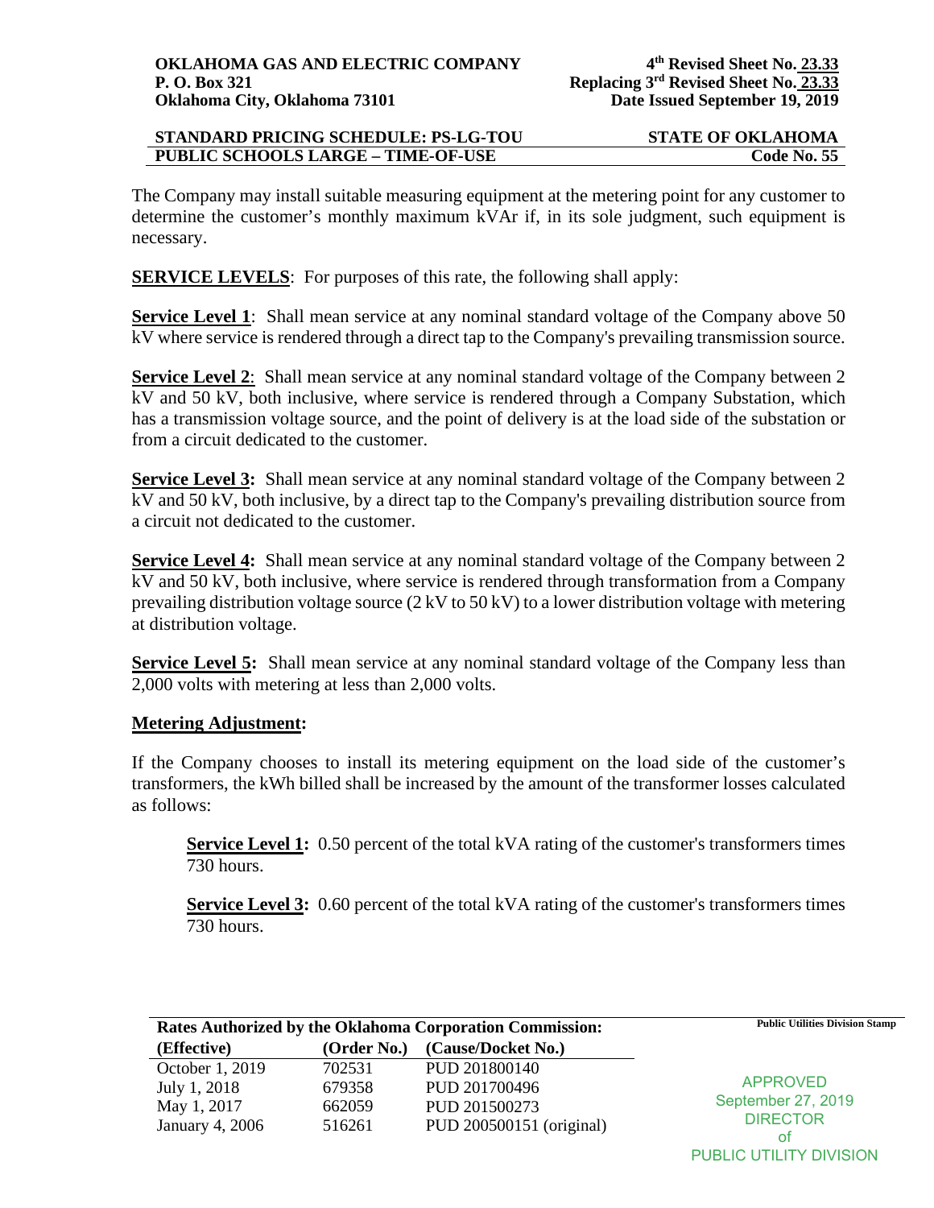The Company may install suitable measuring equipment at the metering point for any customer to determine the customer's monthly maximum kVAr if, in its sole judgment, such equipment is necessary.

**SERVICE LEVELS**: For purposes of this rate, the following shall apply:

**Service Level 1**: Shall mean service at any nominal standard voltage of the Company above 50 kV where service is rendered through a direct tap to the Company's prevailing transmission source.

**Service Level 2**: Shall mean service at any nominal standard voltage of the Company between 2 kV and 50 kV, both inclusive, where service is rendered through a Company Substation, which has a transmission voltage source, and the point of delivery is at the load side of the substation or from a circuit dedicated to the customer.

**Service Level 3:** Shall mean service at any nominal standard voltage of the Company between 2 kV and 50 kV, both inclusive, by a direct tap to the Company's prevailing distribution source from a circuit not dedicated to the customer.

**Service Level 4:** Shall mean service at any nominal standard voltage of the Company between 2 kV and 50 kV, both inclusive, where service is rendered through transformation from a Company prevailing distribution voltage source (2 kV to 50 kV) to a lower distribution voltage with metering at distribution voltage.

**Service Level 5:** Shall mean service at any nominal standard voltage of the Company less than 2,000 volts with metering at less than 2,000 volts.

**Metering Adjustment:**

If the Company chooses to install its metering equipment on the load side of the customer's transformers, the kWh billed shall be increased by the amount of the transformer losses calculated as follows:

**Service Level 1:** 0.50 percent of the total kVA rating of the customer's transformers times 730 hours.

**Service Level 3:** 0.60 percent of the total kVA rating of the customer's transformers times 730 hours.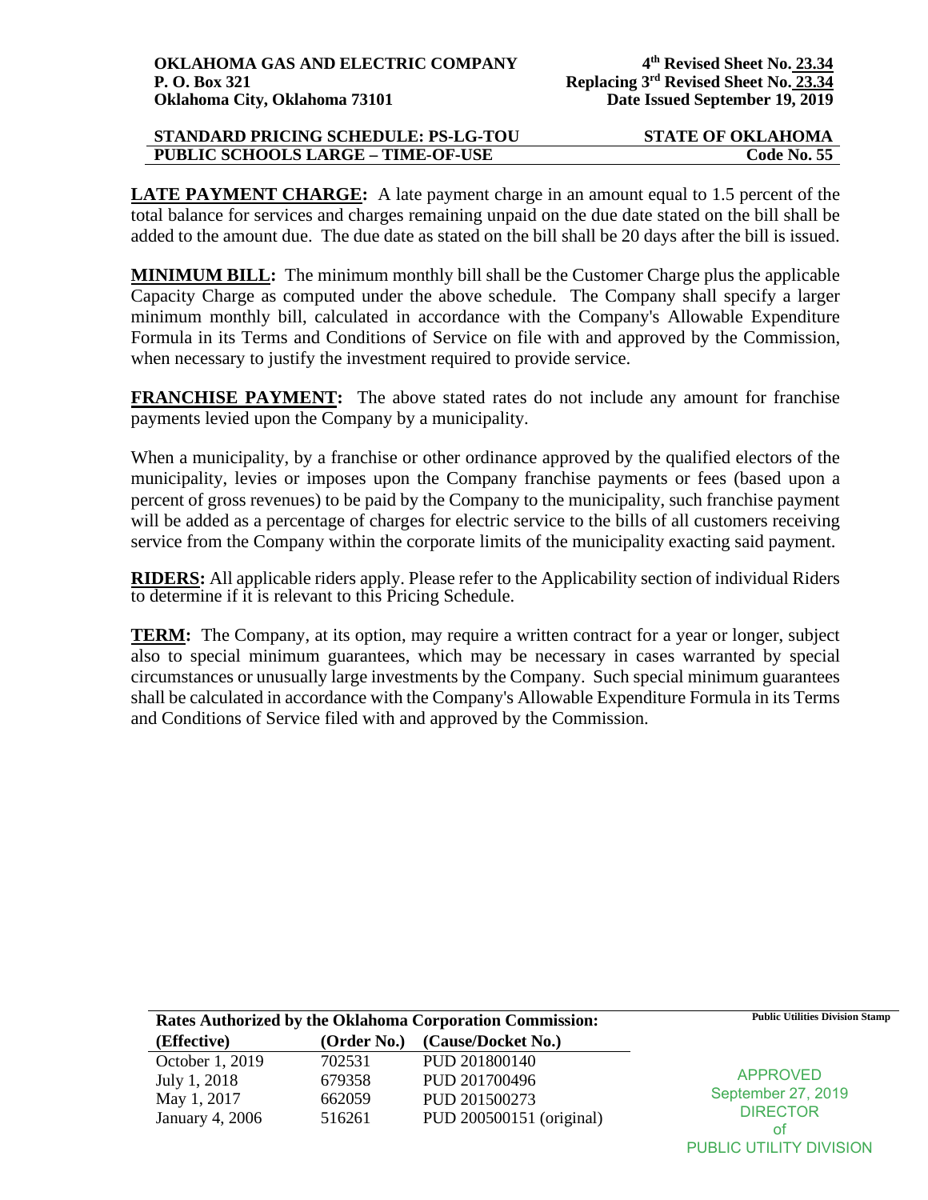OKLAHOMA GAS AND ELECTRIC COMPANY
P. O. Box 321
Oklahoma City, Oklahoma 73101

4th Revised Sheet No. 23.34
Replacing 3rd Revised Sheet No. 23.34
Date Issued September 19, 2019

STANDARD PRICING SCHEDULE: PS-LG-TOU
PUBLIC SCHOOLS LARGE – TIME-OF-USE

STATE OF OKLAHOMA
Code No. 55

**LATE PAYMENT CHARGE:** A late payment charge in an amount equal to 1.5 percent of the total balance for services and charges remaining unpaid on the due date stated on the bill shall be added to the amount due. The due date as stated on the bill shall be 20 days after the bill is issued.

**MINIMUM BILL:** The minimum monthly bill shall be the Customer Charge plus the applicable Capacity Charge as computed under the above schedule. The Company shall specify a larger minimum monthly bill, calculated in accordance with the Company's Allowable Expenditure Formula in its Terms and Conditions of Service on file with and approved by the Commission, when necessary to justify the investment required to provide service.

**FRANCHISE PAYMENT:** The above stated rates do not include any amount for franchise payments levied upon the Company by a municipality.

When a municipality, by a franchise or other ordinance approved by the qualified electors of the municipality, levies or imposes upon the Company franchise payments or fees (based upon a percent of gross revenues) to be paid by the Company to the municipality, such franchise payment will be added as a percentage of charges for electric service to the bills of all customers receiving service from the Company within the corporate limits of the municipality exacting said payment.

**RIDERS:** All applicable riders apply. Please refer to the Applicability section of individual Riders to determine if it is relevant to this Pricing Schedule.

**TERM:** The Company, at its option, may require a written contract for a year or longer, subject also to special minimum guarantees, which may be necessary in cases warranted by special circumstances or unusually large investments by the Company. Such special minimum guarantees shall be calculated in accordance with the Company's Allowable Expenditure Formula in its Terms and Conditions of Service filed with and approved by the Commission.

**Rates Authorized by the Oklahoma Corporation Commission:**

| (Effective) | (Order No.) | (Cause/Docket No.) |
|---|---|---|
| October 1, 2019 | 702531 | PUD 201800140 |
| July 1, 2018 | 679358 | PUD 201700496 |
| May 1, 2017 | 662059 | PUD 201500273 |
| January 4, 2006 | 516261 | PUD 200500151 (original) |

Public Utilities Division Stamp

APPROVED
September 27, 2019
DIRECTOR
of
PUBLIC UTILITY DIVISION